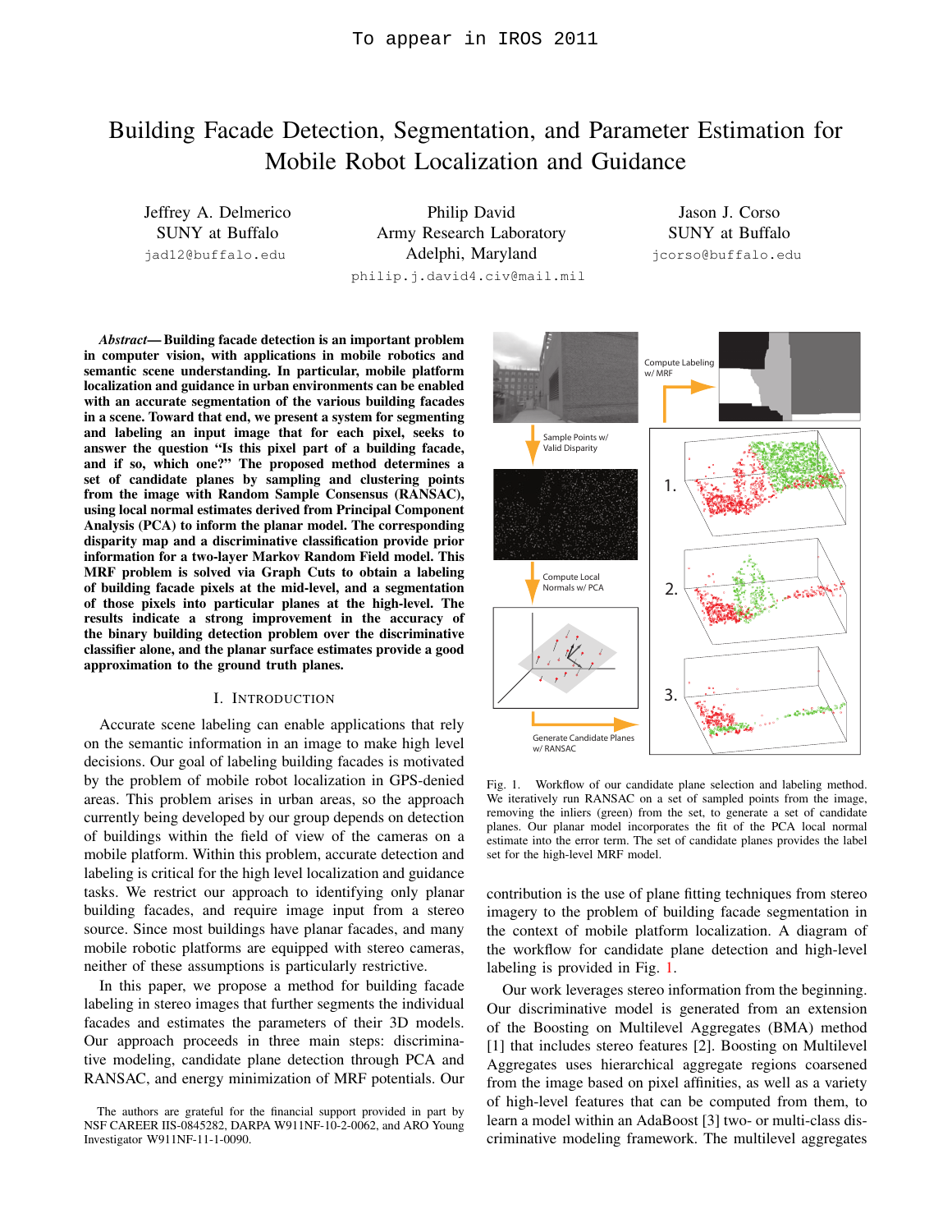To appear in IROS 2011

# Building Facade Detection, Segmentation, and Parameter Estimation for Mobile Robot Localization and Guidance

Jeffrey A. Delmerico
SUNY at Buffalo
jad12@buffalo.edu

Philip David
Army Research Laboratory
Adelphi, Maryland
philip.j.david4.civ@mail.mil

Jason J. Corso
SUNY at Buffalo
jcorso@buffalo.edu

***Abstract*— Building facade detection is an important problem in computer vision, with applications in mobile robotics and semantic scene understanding. In particular, mobile platform localization and guidance in urban environments can be enabled with an accurate segmentation of the various building facades in a scene. Toward that end, we present a system for segmenting and labeling an input image that for each pixel, seeks to answer the question "Is this pixel part of a building facade, and if so, which one?" The proposed method determines a set of candidate planes by sampling and clustering points from the image with Random Sample Consensus (RANSAC), using local normal estimates derived from Principal Component Analysis (PCA) to inform the planar model. The corresponding disparity map and a discriminative classification provide prior information for a two-layer Markov Random Field model. This MRF problem is solved via Graph Cuts to obtain a labeling of building facade pixels at the mid-level, and a segmentation of those pixels into particular planes at the high-level. The results indicate a strong improvement in the accuracy of the binary building detection problem over the discriminative classifier alone, and the planar surface estimates provide a good approximation to the ground truth planes.**

## I. Introduction

Accurate scene labeling can enable applications that rely on the semantic information in an image to make high level decisions. Our goal of labeling building facades is motivated by the problem of mobile robot localization in GPS-denied areas. This problem arises in urban areas, so the approach currently being developed by our group depends on detection of buildings within the field of view of the cameras on a mobile platform. Within this problem, accurate detection and labeling is critical for the high level localization and guidance tasks. We restrict our approach to identifying only planar building facades, and require image input from a stereo source. Since most buildings have planar facades, and many mobile robotic platforms are equipped with stereo cameras, neither of these assumptions is particularly restrictive.

In this paper, we propose a method for building facade labeling in stereo images that further segments the individual facades and estimates the parameters of their 3D models. Our approach proceeds in three main steps: discriminative modeling, candidate plane detection through PCA and RANSAC, and energy minimization of MRF potentials. Our contribution is the use of plane fitting techniques from stereo imagery to the problem of building facade segmentation in the context of mobile platform localization. A diagram of the workflow for candidate plane detection and high-level labeling is provided in Fig. 1.

Compute Labeling w/ MRF

Sample Points w/ Valid Disparity

Compute Local Normals w/ PCA

Generate Candidate Planes w/ RANSAC

1.

2.

3.

Fig. 1. Workflow of our candidate plane selection and labeling method. We iteratively run RANSAC on a set of sampled points from the image, removing the inliers (green) from the set, to generate a set of candidate planes. Our planar model incorporates the fit of the PCA local normal estimate into the error term. The set of candidate planes provides the label set for the high-level MRF model.

Our work leverages stereo information from the beginning. Our discriminative model is generated from an extension of the Boosting on Multilevel Aggregates (BMA) method [1] that includes stereo features [2]. Boosting on Multilevel Aggregates uses hierarchical aggregate regions coarsened from the image based on pixel affinities, as well as a variety of high-level features that can be computed from them, to learn a model within an AdaBoost [3] two- or multi-class discriminative modeling framework. The multilevel aggregates

The authors are grateful for the financial support provided in part by NSF CAREER IIS-0845282, DARPA W911NF-10-2-0062, and ARO Young Investigator W911NF-11-1-0090.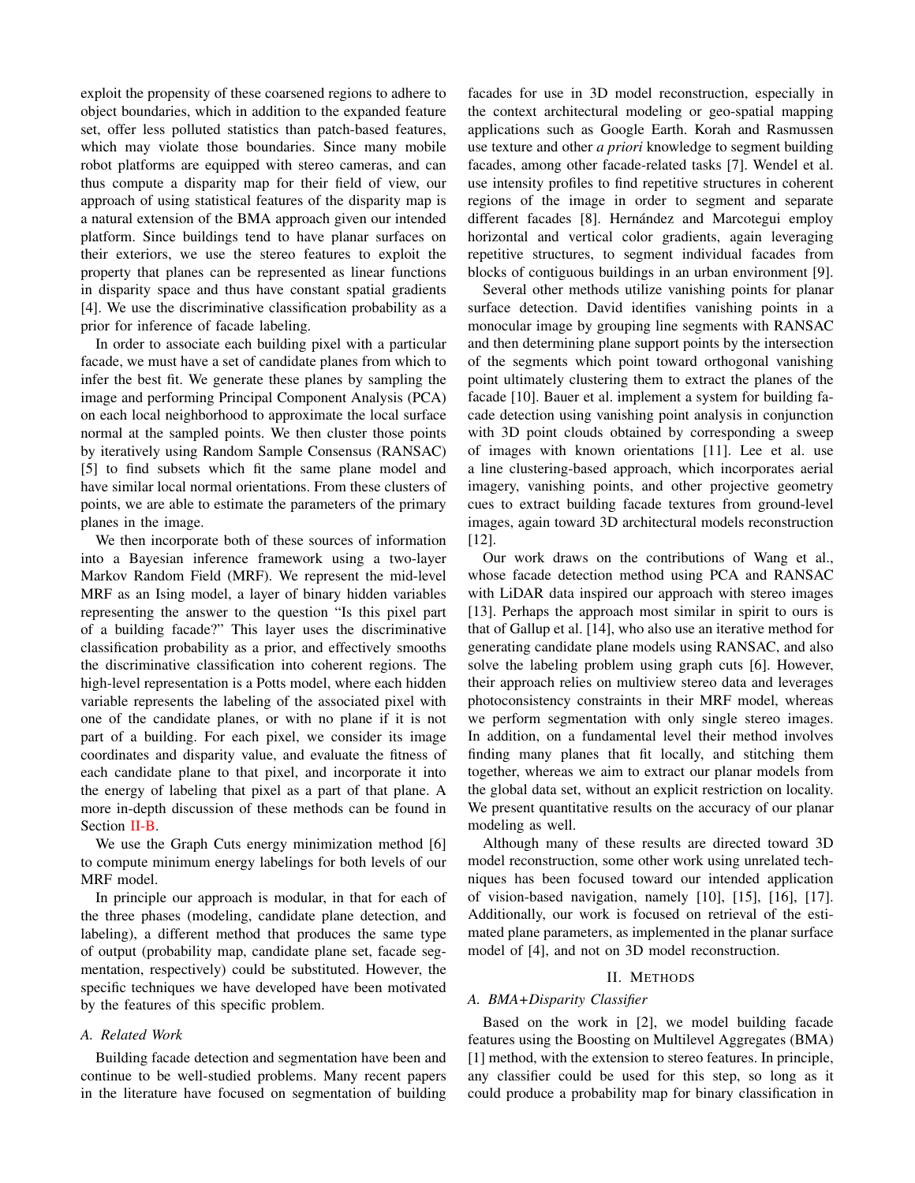exploit the propensity of these coarsened regions to adhere to object boundaries, which in addition to the expanded feature set, offer less polluted statistics than patch-based features, which may violate those boundaries. Since many mobile robot platforms are equipped with stereo cameras, and can thus compute a disparity map for their field of view, our approach of using statistical features of the disparity map is a natural extension of the BMA approach given our intended platform. Since buildings tend to have planar surfaces on their exteriors, we use the stereo features to exploit the property that planes can be represented as linear functions in disparity space and thus have constant spatial gradients [4]. We use the discriminative classification probability as a prior for inference of facade labeling.

In order to associate each building pixel with a particular facade, we must have a set of candidate planes from which to infer the best fit. We generate these planes by sampling the image and performing Principal Component Analysis (PCA) on each local neighborhood to approximate the local surface normal at the sampled points. We then cluster those points by iteratively using Random Sample Consensus (RANSAC) [5] to find subsets which fit the same plane model and have similar local normal orientations. From these clusters of points, we are able to estimate the parameters of the primary planes in the image.

We then incorporate both of these sources of information into a Bayesian inference framework using a two-layer Markov Random Field (MRF). We represent the mid-level MRF as an Ising model, a layer of binary hidden variables representing the answer to the question "Is this pixel part of a building facade?" This layer uses the discriminative classification probability as a prior, and effectively smooths the discriminative classification into coherent regions. The high-level representation is a Potts model, where each hidden variable represents the labeling of the associated pixel with one of the candidate planes, or with no plane if it is not part of a building. For each pixel, we consider its image coordinates and disparity value, and evaluate the fitness of each candidate plane to that pixel, and incorporate it into the energy of labeling that pixel as a part of that plane. A more in-depth discussion of these methods can be found in Section II-B.

We use the Graph Cuts energy minimization method [6] to compute minimum energy labelings for both levels of our MRF model.

In principle our approach is modular, in that for each of the three phases (modeling, candidate plane detection, and labeling), a different method that produces the same type of output (probability map, candidate plane set, facade segmentation, respectively) could be substituted. However, the specific techniques we have developed have been motivated by the features of this specific problem.

### A. Related Work

Building facade detection and segmentation have been and continue to be well-studied problems. Many recent papers in the literature have focused on segmentation of building facades for use in 3D model reconstruction, especially in the context architectural modeling or geo-spatial mapping applications such as Google Earth. Korah and Rasmussen use texture and other *a priori* knowledge to segment building facades, among other facade-related tasks [7]. Wendel et al. use intensity profiles to find repetitive structures in coherent regions of the image in order to segment and separate different facades [8]. Hernández and Marcotegui employ horizontal and vertical color gradients, again leveraging repetitive structures, to segment individual facades from blocks of contiguous buildings in an urban environment [9].

Several other methods utilize vanishing points for planar surface detection. David identifies vanishing points in a monocular image by grouping line segments with RANSAC and then determining plane support points by the intersection of the segments which point toward orthogonal vanishing point ultimately clustering them to extract the planes of the facade [10]. Bauer et al. implement a system for building facade detection using vanishing point analysis in conjunction with 3D point clouds obtained by corresponding a sweep of images with known orientations [11]. Lee et al. use a line clustering-based approach, which incorporates aerial imagery, vanishing points, and other projective geometry cues to extract building facade textures from ground-level images, again toward 3D architectural models reconstruction [12].

Our work draws on the contributions of Wang et al., whose facade detection method using PCA and RANSAC with LiDAR data inspired our approach with stereo images [13]. Perhaps the approach most similar in spirit to ours is that of Gallup et al. [14], who also use an iterative method for generating candidate plane models using RANSAC, and also solve the labeling problem using graph cuts [6]. However, their approach relies on multiview stereo data and leverages photoconsistency constraints in their MRF model, whereas we perform segmentation with only single stereo images. In addition, on a fundamental level their method involves finding many planes that fit locally, and stitching them together, whereas we aim to extract our planar models from the global data set, without an explicit restriction on locality. We present quantitative results on the accuracy of our planar modeling as well.

Although many of these results are directed toward 3D model reconstruction, some other work using unrelated techniques has been focused toward our intended application of vision-based navigation, namely [10], [15], [16], [17]. Additionally, our work is focused on retrieval of the estimated plane parameters, as implemented in the planar surface model of [4], and not on 3D model reconstruction.

## II. Methods

### A. BMA+Disparity Classifier

Based on the work in [2], we model building facade features using the Boosting on Multilevel Aggregates (BMA) [1] method, with the extension to stereo features. In principle, any classifier could be used for this step, so long as it could produce a probability map for binary classification in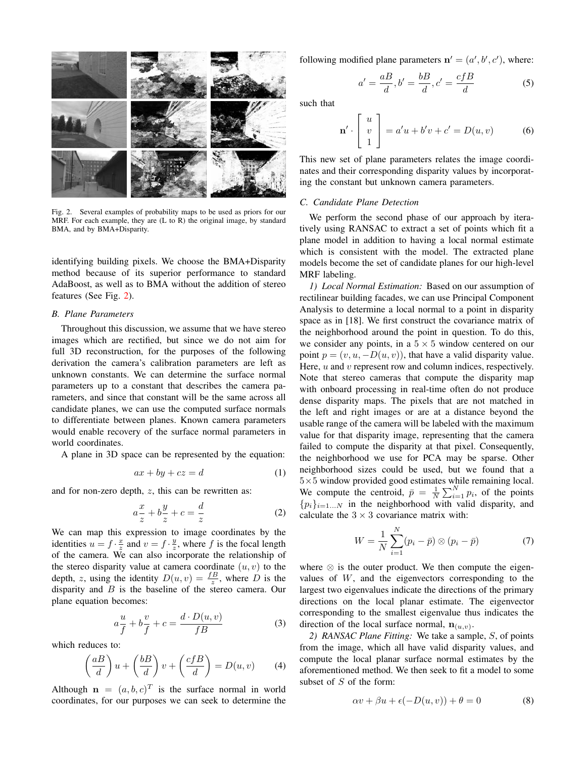Fig. 2. Several examples of probability maps to be used as priors for our MRF. For each example, they are (L to R) the original image, by standard BMA, and by BMA+Disparity.

identifying building pixels. We choose the BMA+Disparity method because of its superior performance to standard AdaBoost, as well as to BMA without the addition of stereo features (See Fig. 2).

### B. Plane Parameters

Throughout this discussion, we assume that we have stereo images which are rectified, but since we do not aim for full 3D reconstruction, for the purposes of the following derivation the camera's calibration parameters are left as unknown constants. We can determine the surface normal parameters up to a constant that describes the camera parameters, and since that constant will be the same across all candidate planes, we can use the computed surface normals to differentiate between planes. Known camera parameters would enable recovery of the surface normal parameters in world coordinates.

A plane in 3D space can be represented by the equation:

$$ax + by + cz = d \tag{1}$$

and for non-zero depth, $z$, this can be rewritten as:

$$a\frac{x}{z} + b\frac{y}{z} + c = \frac{d}{z} \tag{2}$$

We can map this expression to image coordinates by the identities $u = f \cdot \frac{x}{z}$ and $v = f \cdot \frac{y}{z}$, where $f$ is the focal length of the camera. We can also incorporate the relationship of the stereo disparity value at camera coordinate $(u, v)$ to the depth, $z$, using the identity $D(u, v) = \frac{fB}{z}$, where $D$ is the disparity and $B$ is the baseline of the stereo camera. Our plane equation becomes:

$$a\frac{u}{f} + b\frac{v}{f} + c = \frac{d \cdot D(u, v)}{fB} \tag{3}$$

which reduces to:

$$\left(\frac{aB}{d}\right)u + \left(\frac{bB}{d}\right)v + \left(\frac{cfB}{d}\right) = D(u, v) \tag{4}$$

Although $\mathbf{n} = (a, b, c)^T$ is the surface normal in world coordinates, for our purposes we can seek to determine the following modified plane parameters $\mathbf{n}' = (a', b', c')$, where:

$$a' = \frac{aB}{d}, b' = \frac{bB}{d}, c' = \frac{cfB}{d} \tag{5}$$

such that

$$\mathbf{n}' \cdot \begin{bmatrix} u \\ v \\ 1 \end{bmatrix} = a'u + b'v + c' = D(u, v) \tag{6}$$

This new set of plane parameters relates the image coordinates and their corresponding disparity values by incorporating the constant but unknown camera parameters.

### C. Candidate Plane Detection

We perform the second phase of our approach by iteratively using RANSAC to extract a set of points which fit a plane model in addition to having a local normal estimate which is consistent with the model. The extracted plane models become the set of candidate planes for our high-level MRF labeling.

*1) Local Normal Estimation:* Based on our assumption of rectilinear building facades, we can use Principal Component Analysis to determine a local normal to a point in disparity space as in [18]. We first construct the covariance matrix of the neighborhood around the point in question. To do this, we consider any points, in a $5 \times 5$ window centered on our point $p = (v, u, -D(u, v))$, that have a valid disparity value. Here, $u$ and $v$ represent row and column indices, respectively. Note that stereo cameras that compute the disparity map with onboard processing in real-time often do not produce dense disparity maps. The pixels that are not matched in the left and right images or are at a distance beyond the usable range of the camera will be labeled with the maximum value for that disparity image, representing that the camera failed to compute the disparity at that pixel. Consequently, the neighborhood we use for PCA may be sparse. Other neighborhood sizes could be used, but we found that a $5 \times 5$ window provided good estimates while remaining local. We compute the centroid, $\bar{p} = \frac{1}{N}\sum_{i=1}^{N} p_i$, of the points $\{p_i\}_{i=1...N}$ in the neighborhood with valid disparity, and calculate the $3 \times 3$ covariance matrix with:

$$W = \frac{1}{N}\sum_{i=1}^{N}(p_i - \bar{p}) \otimes (p_i - \bar{p}) \tag{7}$$

where $\otimes$ is the outer product. We then compute the eigenvalues of $W$, and the eigenvectors corresponding to the largest two eigenvalues indicate the directions of the primary directions on the local planar estimate. The eigenvector corresponding to the smallest eigenvalue thus indicates the direction of the local surface normal, $\mathbf{n}_{(u,v)}$.

*2) RANSAC Plane Fitting:* We take a sample, $S$, of points from the image, which all have valid disparity values, and compute the local planar surface normal estimates by the aforementioned method. We then seek to fit a model to some subset of $S$ of the form:

$$\alpha v + \beta u + \epsilon(-D(u, v)) + \theta = 0 \tag{8}$$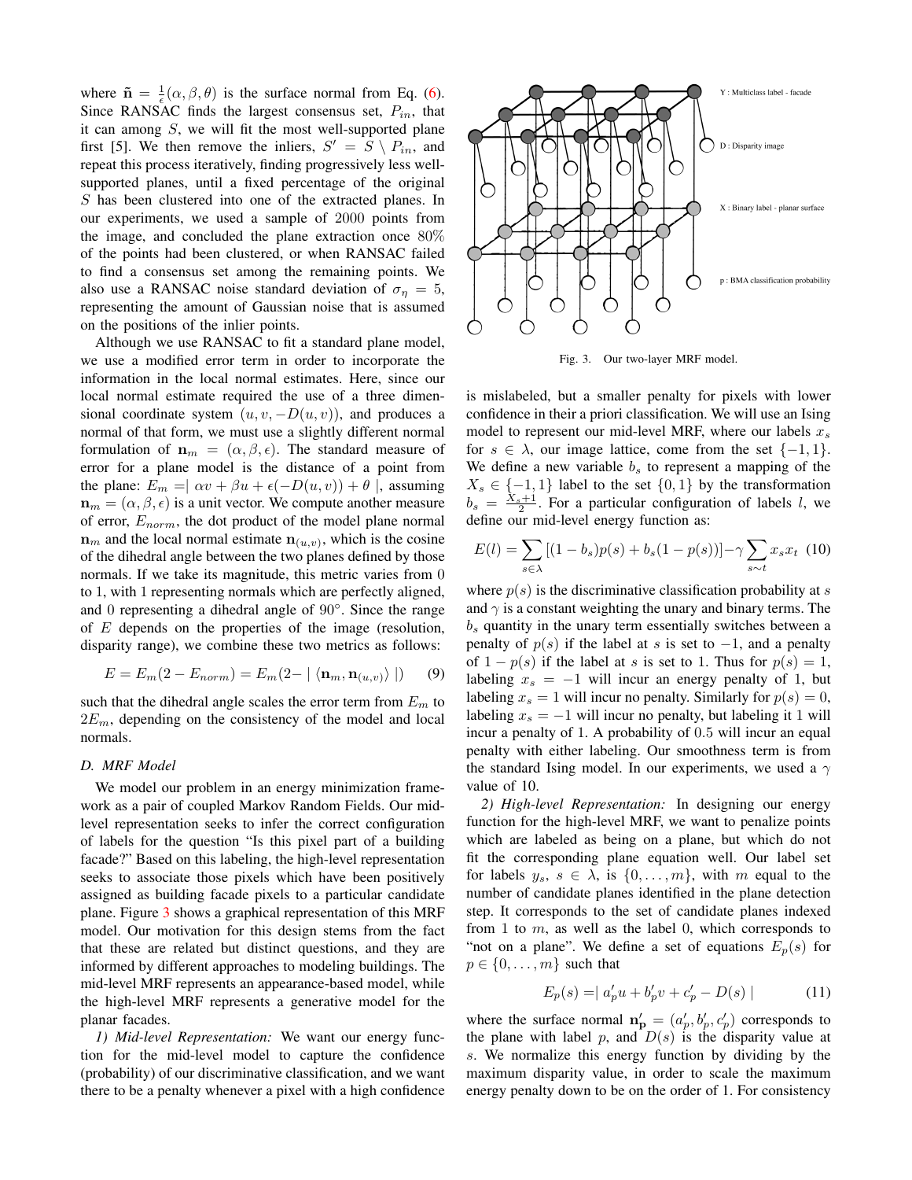where $\tilde{\mathbf{n}} = \frac{1}{\epsilon}(\alpha, \beta, \theta)$ is the surface normal from Eq. (6). Since RANSAC finds the largest consensus set, $P_{in}$, that it can among $S$, we will fit the most well-supported plane first [5]. We then remove the inliers, $S' = S \setminus P_{in}$, and repeat this process iteratively, finding progressively less well-supported planes, until a fixed percentage of the original $S$ has been clustered into one of the extracted planes. In our experiments, we used a sample of 2000 points from the image, and concluded the plane extraction once 80% of the points had been clustered, or when RANSAC failed to find a consensus set among the remaining points. We also use a RANSAC noise standard deviation of $\sigma_\eta = 5$, representing the amount of Gaussian noise that is assumed on the positions of the inlier points.

Although we use RANSAC to fit a standard plane model, we use a modified error term in order to incorporate the information in the local normal estimates. Here, since our local normal estimate required the use of a three dimensional coordinate system $(u, v, -D(u, v))$, and produces a normal of that form, we must use a slightly different normal formulation of $\mathbf{n}_m = (\alpha, \beta, \epsilon)$. The standard measure of error for a plane model is the distance of a point from the plane: $E_m = |\ \alpha v + \beta u + \epsilon(-D(u, v)) + \theta\ |$, assuming $\mathbf{n}_m = (\alpha, \beta, \epsilon)$ is a unit vector. We compute another measure of error, $E_{norm}$, the dot product of the model plane normal $\mathbf{n}_m$ and the local normal estimate $\mathbf{n}_{(u,v)}$, which is the cosine of the dihedral angle between the two planes defined by those normals. If we take its magnitude, this metric varies from 0 to 1, with 1 representing normals which are perfectly aligned, and 0 representing a dihedral angle of 90°. Since the range of $E$ depends on the properties of the image (resolution, disparity range), we combine these two metrics as follows:

$$E = E_m(2 - E_{norm}) = E_m(2 - |\ \langle \mathbf{n}_m, \mathbf{n}_{(u,v)} \rangle\ |) \quad (9)$$

such that the dihedral angle scales the error term from $E_m$ to $2E_m$, depending on the consistency of the model and local normals.

### *D. MRF Model*

We model our problem in an energy minimization framework as a pair of coupled Markov Random Fields. Our mid-level representation seeks to infer the correct configuration of labels for the question "Is this pixel part of a building facade?" Based on this labeling, the high-level representation seeks to associate those pixels which have been positively assigned as building facade pixels to a particular candidate plane. Figure 3 shows a graphical representation of this MRF model. Our motivation for this design stems from the fact that these are related but distinct questions, and they are informed by different approaches to modeling buildings. The mid-level MRF represents an appearance-based model, while the high-level MRF represents a generative model for the planar facades.

Y : Multiclass label - facade

D : Disparity image

X : Binary label - planar surface

p : BMA classification probability

Fig. 3. Our two-layer MRF model.

*1) Mid-level Representation:* We want our energy function for the mid-level model to capture the confidence (probability) of our discriminative classification, and we want there to be a penalty whenever a pixel with a high confidence is mislabeled, but a smaller penalty for pixels with lower confidence in their a priori classification. We will use an Ising model to represent our mid-level MRF, where our labels $x_s$ for $s \in \lambda$, our image lattice, come from the set $\{-1, 1\}$. We define a new variable $b_s$ to represent a mapping of the $X_s \in \{-1, 1\}$ label to the set $\{0, 1\}$ by the transformation $b_s = \frac{X_s + 1}{2}$. For a particular configuration of labels $l$, we define our mid-level energy function as:

$$E(l) = \sum_{s \in \lambda} [(1 - b_s)p(s) + b_s(1 - p(s))] - \gamma \sum_{s \sim t} x_s x_t \quad (10)$$

where $p(s)$ is the discriminative classification probability at $s$ and $\gamma$ is a constant weighting the unary and binary terms. The $b_s$ quantity in the unary term essentially switches between a penalty of $p(s)$ if the label at $s$ is set to $-1$, and a penalty of $1 - p(s)$ if the label at $s$ is set to 1. Thus for $p(s) = 1$, labeling $x_s = -1$ will incur an energy penalty of 1, but labeling $x_s = 1$ will incur no penalty. Similarly for $p(s) = 0$, labeling $x_s = -1$ will incur no penalty, but labeling it 1 will incur a penalty of 1. A probability of 0.5 will incur an equal penalty with either labeling. Our smoothness term is from the standard Ising model. In our experiments, we used a $\gamma$ value of 10.

*2) High-level Representation:* In designing our energy function for the high-level MRF, we want to penalize points which are labeled as being on a plane, but which do not fit the corresponding plane equation well. Our label set for labels $y_s$, $s \in \lambda$, is $\{0, \ldots, m\}$, with $m$ equal to the number of candidate planes identified in the plane detection step. It corresponds to the set of candidate planes indexed from 1 to $m$, as well as the label 0, which corresponds to "not on a plane". We define a set of equations $E_p(s)$ for $p \in \{0, \ldots, m\}$ such that

$$E_p(s) = |\ a'_p u + b'_p v + c'_p - D(s)\ | \quad (11)$$

where the surface normal $\mathbf{n'_p} = (a'_p, b'_p, c'_p)$ corresponds to the plane with label $p$, and $D(s)$ is the disparity value at $s$. We normalize this energy function by dividing by the maximum disparity value, in order to scale the maximum energy penalty down to be on the order of 1. For consistency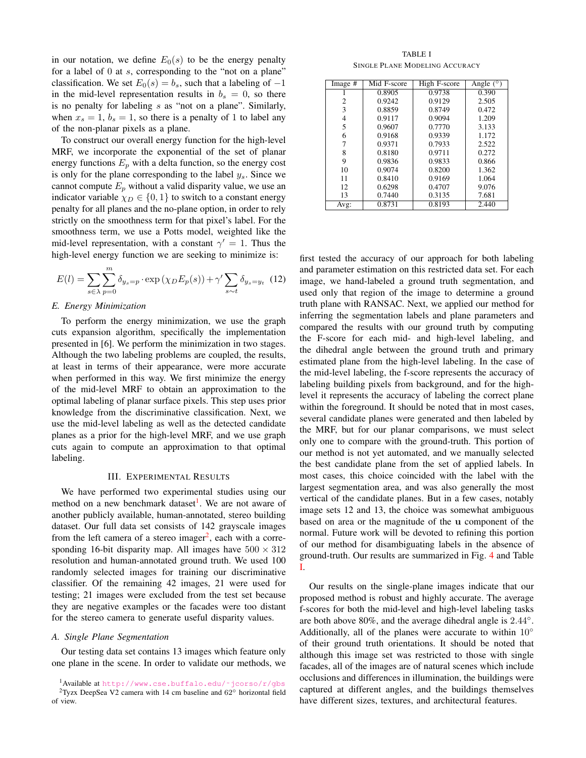in our notation, we define $E_0(s)$ to be the energy penalty for a label of 0 at $s$, corresponding to the "not on a plane" classification. We set $E_0(s) = b_s$, such that a labeling of $-1$ in the mid-level representation results in $b_s = 0$, so there is no penalty for labeling $s$ as "not on a plane". Similarly, when $x_s = 1$, $b_s = 1$, so there is a penalty of 1 to label any of the non-planar pixels as a plane.

To construct our overall energy function for the high-level MRF, we incorporate the exponential of the set of planar energy functions $E_p$ with a delta function, so the energy cost is only for the plane corresponding to the label $y_s$. Since we cannot compute $E_p$ without a valid disparity value, we use an indicator variable $\chi_D \in \{0, 1\}$ to switch to a constant energy penalty for all planes and the no-plane option, in order to rely strictly on the smoothness term for that pixel's label. For the smoothness term, we use a Potts model, weighted like the mid-level representation, with a constant $\gamma' = 1$. Thus the high-level energy function we are seeking to minimize is:

$$E(l) = \sum_{s \in \lambda} \sum_{p=0}^{m} \delta_{y_s = p} \cdot \exp\left(\chi_D E_p(s)\right) + \gamma' \sum_{s \sim t} \delta_{y_s = y_t} \quad (12)$$

### E. Energy Minimization

To perform the energy minimization, we use the graph cuts expansion algorithm, specifically the implementation presented in [6]. We perform the minimization in two stages. Although the two labeling problems are coupled, the results, at least in terms of their appearance, were more accurate when performed in this way. We first minimize the energy of the mid-level MRF to obtain an approximation to the optimal labeling of planar surface pixels. This step uses prior knowledge from the discriminative classification. Next, we use the mid-level labeling as well as the detected candidate planes as a prior for the high-level MRF, and we use graph cuts again to compute an approximation to that optimal labeling.

## III. Experimental Results

We have performed two experimental studies using our method on a new benchmark dataset[1]. We are not aware of another publicly available, human-annotated, stereo building dataset. Our full data set consists of 142 grayscale images from the left camera of a stereo imager[2], each with a corresponding 16-bit disparity map. All images have $500 \times 312$ resolution and human-annotated ground truth. We used 100 randomly selected images for training our discriminative classifier. Of the remaining 42 images, 21 were used for testing; 21 images were excluded from the test set because they are negative examples or the facades were too distant for the stereo camera to generate useful disparity values.

### A. Single Plane Segmentation

Our testing data set contains 13 images which feature only one plane in the scene. In order to validate our methods, we first tested the accuracy of our approach for both labeling and parameter estimation on this restricted data set. For each image, we hand-labeled a ground truth segmentation, and used only that region of the image to determine a ground truth plane with RANSAC. Next, we applied our method for inferring the segmentation labels and plane parameters and compared the results with our ground truth by computing the F-score for each mid- and high-level labeling, and the dihedral angle between the ground truth and primary estimated plane from the high-level labeling. In the case of the mid-level labeling, the f-score represents the accuracy of labeling building pixels from background, and for the high-level it represents the accuracy of labeling the correct plane within the foreground. It should be noted that in most cases, several candidate planes were generated and then labeled by the MRF, but for our planar comparisons, we must select only one to compare with the ground-truth. This portion of our method is not yet automated, and we manually selected the best candidate plane from the set of applied labels. In most cases, this choice coincided with the label with the largest segmentation area, and was also generally the most vertical of the candidate planes. But in a few cases, notably image sets 12 and 13, the choice was somewhat ambiguous based on area or the magnitude of the $\mathbf{u}$ component of the normal. Future work will be devoted to refining this portion of our method for disambiguating labels in the absence of ground-truth. Our results are summarized in Fig. 4 and Table I.

TABLE I
Single Plane Modeling Accuracy

| Image # | Mid F-score | High F-score | Angle (°) |
|---|---|---|---|
| 1 | 0.8905 | 0.9738 | 0.390 |
| 2 | 0.9242 | 0.9129 | 2.505 |
| 3 | 0.8859 | 0.8749 | 0.472 |
| 4 | 0.9117 | 0.9094 | 1.209 |
| 5 | 0.9607 | 0.7770 | 3.133 |
| 6 | 0.9168 | 0.9339 | 1.172 |
| 7 | 0.9371 | 0.7933 | 2.522 |
| 8 | 0.8180 | 0.9711 | 0.272 |
| 9 | 0.9836 | 0.9833 | 0.866 |
| 10 | 0.9074 | 0.8200 | 1.362 |
| 11 | 0.8410 | 0.9169 | 1.064 |
| 12 | 0.6298 | 0.4707 | 9.076 |
| 13 | 0.7440 | 0.3135 | 7.681 |
| Avg: | 0.8731 | 0.8193 | 2.440 |

Our results on the single-plane images indicate that our proposed method is robust and highly accurate. The average f-scores for both the mid-level and high-level labeling tasks are both above 80%, and the average dihedral angle is $2.44°$. Additionally, all of the planes were accurate to within $10°$ of their ground truth orientations. It should be noted that although this image set was restricted to those with single facades, all of the images are of natural scenes which include occlusions and differences in illumination, the buildings were captured at different angles, and the buildings themselves have different sizes, textures, and architectural features.

[1] Available at http://www.cse.buffalo.edu/~jcorso/r/gbs

[2] Tyzx DeepSea V2 camera with 14 cm baseline and 62° horizontal field of view.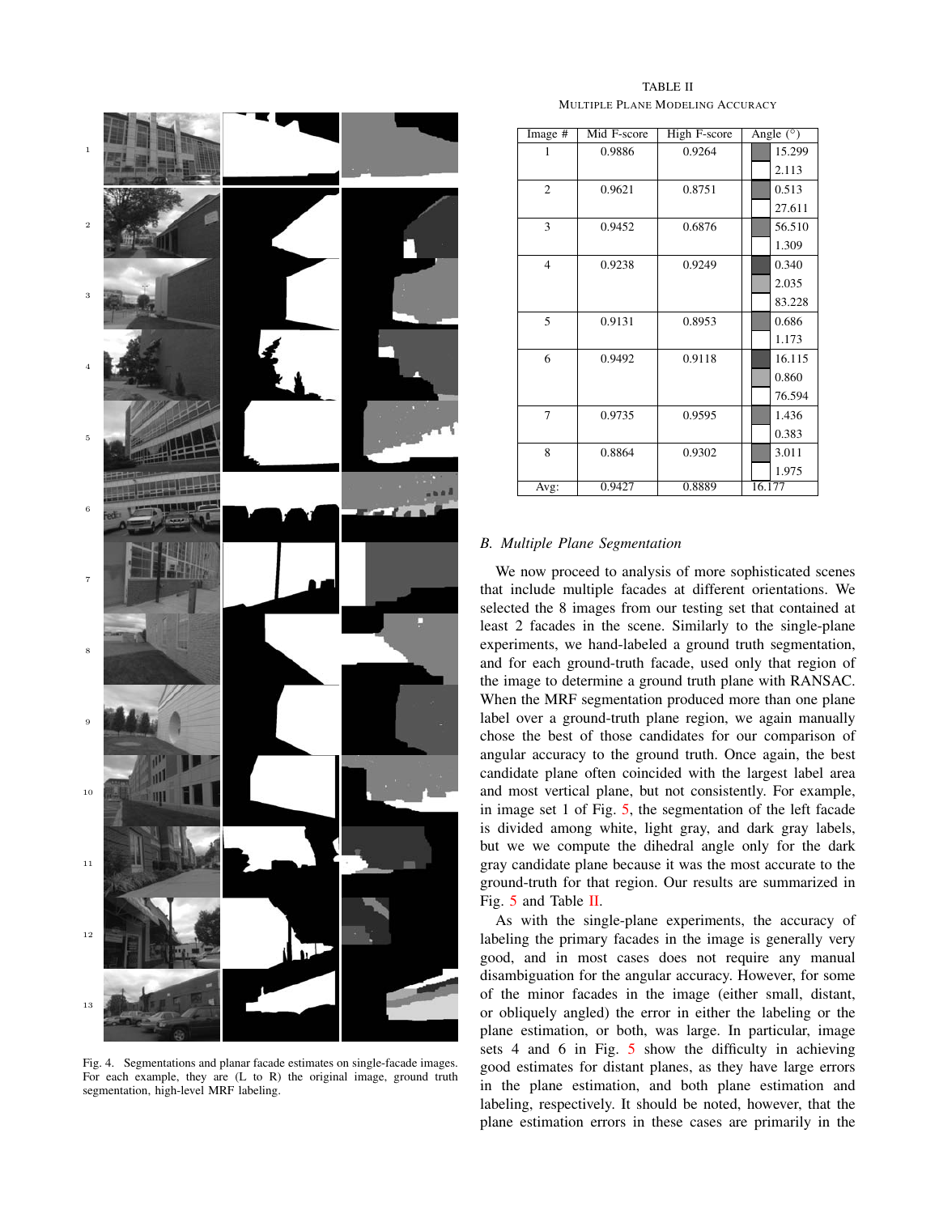1

2

3

4

5

6

7

8

9

10

11

12

13

Fig. 4. Segmentations and planar facade estimates on single-facade images. For each example, they are (L to R) the original image, ground truth segmentation, high-level MRF labeling.

TABLE II
MULTIPLE PLANE MODELING ACCURACY

| Image # | Mid F-score | High F-score | Angle (°) |
|---|---|---|---|
| 1 | 0.9886 | 0.9264 | 15.299 |
| | | | 2.113 |
| 2 | 0.9621 | 0.8751 | 0.513 |
| | | | 27.611 |
| 3 | 0.9452 | 0.6876 | 56.510 |
| | | | 1.309 |
| 4 | 0.9238 | 0.9249 | 0.340 |
| | | | 2.035 |
| | | | 83.228 |
| 5 | 0.9131 | 0.8953 | 0.686 |
| | | | 1.173 |
| 6 | 0.9492 | 0.9118 | 16.115 |
| | | | 0.860 |
| | | | 76.594 |
| 7 | 0.9735 | 0.9595 | 1.436 |
| | | | 0.383 |
| 8 | 0.8864 | 0.9302 | 3.011 |
| | | | 1.975 |
| Avg: | 0.9427 | 0.8889 | 16.177 |

### B. Multiple Plane Segmentation

We now proceed to analysis of more sophisticated scenes that include multiple facades at different orientations. We selected the 8 images from our testing set that contained at least 2 facades in the scene. Similarly to the single-plane experiments, we hand-labeled a ground truth segmentation, and for each ground-truth facade, used only that region of the image to determine a ground truth plane with RANSAC. When the MRF segmentation produced more than one plane label over a ground-truth plane region, we again manually chose the best of those candidates for our comparison of angular accuracy to the ground truth. Once again, the best candidate plane often coincided with the largest label area and most vertical plane, but not consistently. For example, in image set 1 of Fig. 5, the segmentation of the left facade is divided among white, light gray, and dark gray labels, but we we compute the dihedral angle only for the dark gray candidate plane because it was the most accurate to the ground-truth for that region. Our results are summarized in Fig. 5 and Table II.

As with the single-plane experiments, the accuracy of labeling the primary facades in the image is generally very good, and in most cases does not require any manual disambiguation for the angular accuracy. However, for some of the minor facades in the image (either small, distant, or obliquely angled) the error in either the labeling or the plane estimation, or both, was large. In particular, image sets 4 and 6 in Fig. 5 show the difficulty in achieving good estimates for distant planes, as they have large errors in the plane estimation, and both plane estimation and labeling, respectively. It should be noted, however, that the plane estimation errors in these cases are primarily in the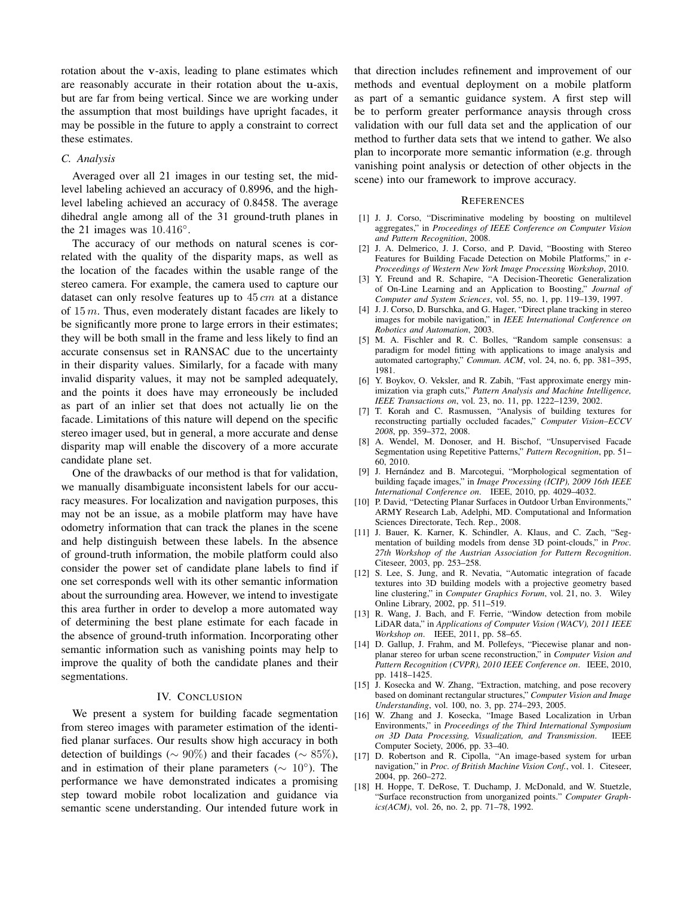rotation about the **v**-axis, leading to plane estimates which are reasonably accurate in their rotation about the **u**-axis, but are far from being vertical. Since we are working under the assumption that most buildings have upright facades, it may be possible in the future to apply a constraint to correct these estimates.

### *C. Analysis*

Averaged over all 21 images in our testing set, the mid-level labeling achieved an accuracy of 0.8996, and the high-level labeling achieved an accuracy of 0.8458. The average dihedral angle among all of the 31 ground-truth planes in the 21 images was $10.416°$.

The accuracy of our methods on natural scenes is correlated with the quality of the disparity maps, as well as the location of the facades within the usable range of the stereo camera. For example, the camera used to capture our dataset can only resolve features up to $45\,cm$ at a distance of $15\,m$. Thus, even moderately distant facades are likely to be significantly more prone to large errors in their estimates; they will be both small in the frame and less likely to find an accurate consensus set in RANSAC due to the uncertainty in their disparity values. Similarly, for a facade with many invalid disparity values, it may not be sampled adequately, and the points it does have may erroneously be included as part of an inlier set that does not actually lie on the facade. Limitations of this nature will depend on the specific stereo imager used, but in general, a more accurate and dense disparity map will enable the discovery of a more accurate candidate plane set.

One of the drawbacks of our method is that for validation, we manually disambiguate inconsistent labels for our accuracy measures. For localization and navigation purposes, this may not be an issue, as a mobile platform may have have odometry information that can track the planes in the scene and help distinguish between these labels. In the absence of ground-truth information, the mobile platform could also consider the power set of candidate plane labels to find if one set corresponds well with its other semantic information about the surrounding area. However, we intend to investigate this area further in order to develop a more automated way of determining the best plane estimate for each facade in the absence of ground-truth information. Incorporating other semantic information such as vanishing points may help to improve the quality of both the candidate planes and their segmentations.

## IV. Conclusion

We present a system for building facade segmentation from stereo images with parameter estimation of the identified planar surfaces. Our results show high accuracy in both detection of buildings ($\sim 90\%$) and their facades ($\sim 85\%$), and in estimation of their plane parameters ($\sim 10°$). The performance we have demonstrated indicates a promising step toward mobile robot localization and guidance via semantic scene understanding. Our intended future work in that direction includes refinement and improvement of our methods and eventual deployment on a mobile platform as part of a semantic guidance system. A first step will be to perform greater performance anaysis through cross validation with our full data set and the application of our method to further data sets that we intend to gather. We also plan to incorporate more semantic information (e.g. through vanishing point analysis or detection of other objects in the scene) into our framework to improve accuracy.

## References

[1] J. J. Corso, "Discriminative modeling by boosting on multilevel aggregates," in *Proceedings of IEEE Conference on Computer Vision and Pattern Recognition*, 2008.

[2] J. A. Delmerico, J. J. Corso, and P. David, "Boosting with Stereo Features for Building Facade Detection on Mobile Platforms," in *e-Proceedings of Western New York Image Processing Workshop*, 2010.

[3] Y. Freund and R. Schapire, "A Decision-Theoretic Generalization of On-Line Learning and an Application to Boosting," *Journal of Computer and System Sciences*, vol. 55, no. 1, pp. 119–139, 1997.

[4] J. J. Corso, D. Burschka, and G. Hager, "Direct plane tracking in stereo images for mobile navigation," in *IEEE International Conference on Robotics and Automation*, 2003.

[5] M. A. Fischler and R. C. Bolles, "Random sample consensus: a paradigm for model fitting with applications to image analysis and automated cartography," *Commun. ACM*, vol. 24, no. 6, pp. 381–395, 1981.

[6] Y. Boykov, O. Veksler, and R. Zabih, "Fast approximate energy minimization via graph cuts," *Pattern Analysis and Machine Intelligence, IEEE Transactions on*, vol. 23, no. 11, pp. 1222–1239, 2002.

[7] T. Korah and C. Rasmussen, "Analysis of building textures for reconstructing partially occluded facades," *Computer Vision–ECCV 2008*, pp. 359–372, 2008.

[8] A. Wendel, M. Donoser, and H. Bischof, "Unsupervised Facade Segmentation using Repetitive Patterns," *Pattern Recognition*, pp. 51–60, 2010.

[9] J. Hernández and B. Marcotegui, "Morphological segmentation of building façade images," in *Image Processing (ICIP), 2009 16th IEEE International Conference on*. IEEE, 2010, pp. 4029–4032.

[10] P. David, "Detecting Planar Surfaces in Outdoor Urban Environments," ARMY Research Lab, Adelphi, MD. Computational and Information Sciences Directorate, Tech. Rep., 2008.

[11] J. Bauer, K. Karner, K. Schindler, A. Klaus, and C. Zach, "Segmentation of building models from dense 3D point-clouds," in *Proc. 27th Workshop of the Austrian Association for Pattern Recognition*. Citeseer, 2003, pp. 253–258.

[12] S. Lee, S. Jung, and R. Nevatia, "Automatic integration of facade textures into 3D building models with a projective geometry based line clustering," in *Computer Graphics Forum*, vol. 21, no. 3. Wiley Online Library, 2002, pp. 511–519.

[13] R. Wang, J. Bach, and F. Ferrie, "Window detection from mobile LiDAR data," in *Applications of Computer Vision (WACV), 2011 IEEE Workshop on*. IEEE, 2011, pp. 58–65.

[14] D. Gallup, J. Frahm, and M. Pollefeys, "Piecewise planar and non-planar stereo for urban scene reconstruction," in *Computer Vision and Pattern Recognition (CVPR), 2010 IEEE Conference on*. IEEE, 2010, pp. 1418–1425.

[15] J. Kosecka and W. Zhang, "Extraction, matching, and pose recovery based on dominant rectangular structures," *Computer Vision and Image Understanding*, vol. 100, no. 3, pp. 274–293, 2005.

[16] W. Zhang and J. Kosecka, "Image Based Localization in Urban Environments," in *Proceedings of the Third International Symposium on 3D Data Processing, Visualization, and Transmission*. IEEE Computer Society, 2006, pp. 33–40.

[17] D. Robertson and R. Cipolla, "An image-based system for urban navigation," in *Proc. of British Machine Vision Conf.*, vol. 1. Citeseer, 2004, pp. 260–272.

[18] H. Hoppe, T. DeRose, T. Duchamp, J. McDonald, and W. Stuetzle, "Surface reconstruction from unorganized points." *Computer Graphics(ACM)*, vol. 26, no. 2, pp. 71–78, 1992.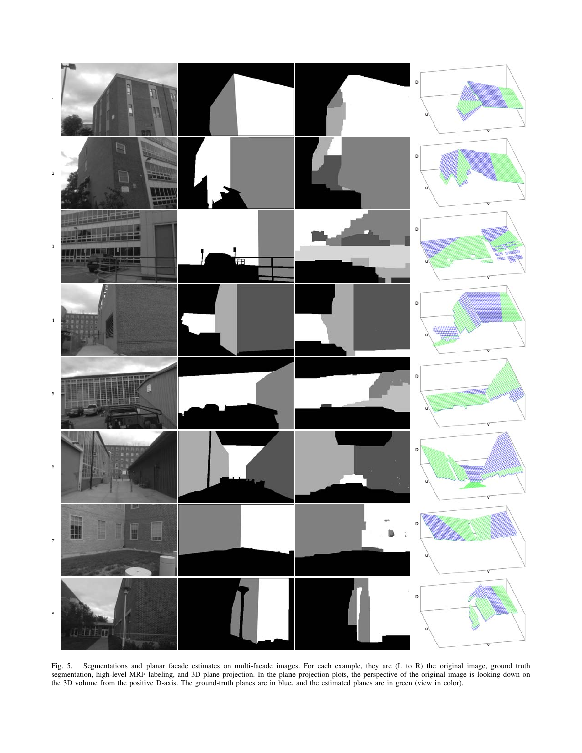1

2

3

4

5

6

7

8

D

u

v

Fig. 5. Segmentations and planar facade estimates on multi-facade images. For each example, they are (L to R) the original image, ground truth segmentation, high-level MRF labeling, and 3D plane projection. In the plane projection plots, the perspective of the original image is looking down on the 3D volume from the positive D-axis. The ground-truth planes are in blue, and the estimated planes are in green (view in color).